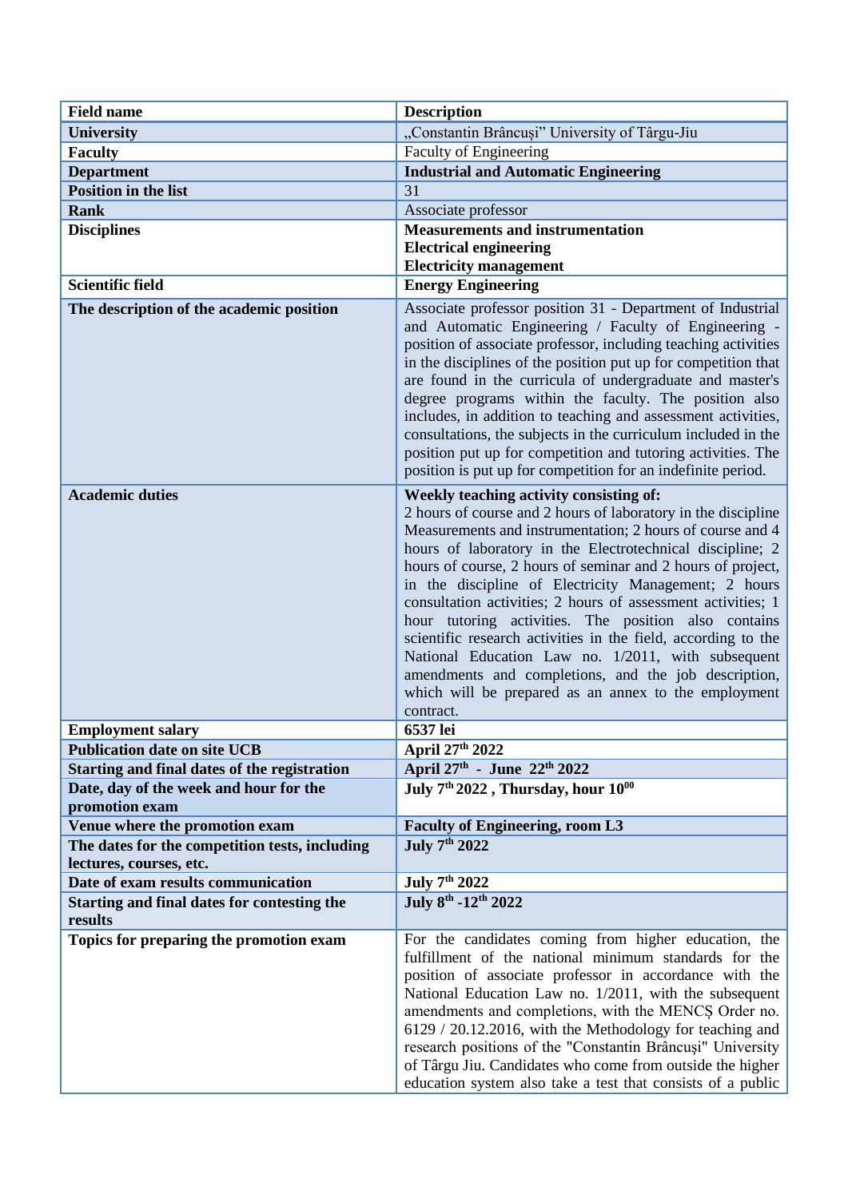| Field name | Description |
|---|---|
| **University** | „Constantin Brâncuși" University of Târgu-Jiu |
| **Faculty** | Faculty of Engineering |
| **Department** | **Industrial and Automatic Engineering** |
| **Position in the list** | 31 |
| **Rank** | Associate professor |
| **Disciplines** | **Measurements and instrumentation**<br>**Electrical engineering**<br>**Electricity management** |
| **Scientific field** | **Energy Engineering** |
| **The description of the academic position** | Associate professor position 31 - Department of Industrial and Automatic Engineering / Faculty of Engineering - position of associate professor, including teaching activities in the disciplines of the position put up for competition that are found in the curricula of undergraduate and master's degree programs within the faculty. The position also includes, in addition to teaching and assessment activities, consultations, the subjects in the curriculum included in the position put up for competition and tutoring activities. The position is put up for competition for an indefinite period. |
| **Academic duties** | **Weekly teaching activity consisting of:**<br>2 hours of course and 2 hours of laboratory in the discipline Measurements and instrumentation; 2 hours of course and 4 hours of laboratory in the Electrotechnical discipline; 2 hours of course, 2 hours of seminar and 2 hours of project, in the discipline of Electricity Management; 2 hours consultation activities; 2 hours of assessment activities; 1 hour tutoring activities. The position also contains scientific research activities in the field, according to the National Education Law no. 1/2011, with subsequent amendments and completions, and the job description, which will be prepared as an annex to the employment contract. |
| **Employment salary** | **6537 lei** |
| **Publication date on site UCB** | **April 27th 2022** |
| **Starting and final dates of the registration** | **April 27th - June 22th 2022** |
| **Date, day of the week and hour for the promotion exam** | **July 7th 2022 , Thursday, hour 10:00** |
| **Venue where the promotion exam** | **Faculty of Engineering, room L3** |
| **The dates for the competition tests, including lectures, courses, etc.** | **July 7th 2022** |
| **Date of exam results communication** | **July 7th 2022** |
| **Starting and final dates for contesting the results** | **July 8th -12th 2022** |
| **Topics for preparing the promotion exam** | For the candidates coming from higher education, the fulfillment of the national minimum standards for the position of associate professor in accordance with the National Education Law no. 1/2011, with the subsequent amendments and completions, with the MENCȘ Order no. 6129 / 20.12.2016, with the Methodology for teaching and research positions of the "Constantin Brâncuși" University of Târgu Jiu. Candidates who come from outside the higher education system also take a test that consists of a public |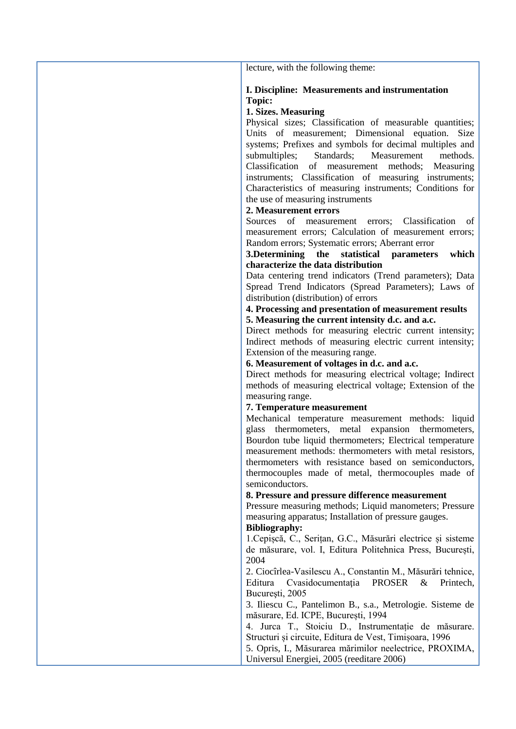| | lecture, with the following theme:<br><br>**I. Discipline: Measurements and instrumentation**<br>**Topic:**<br>**1. Sizes. Measuring**<br>Physical sizes; Classification of measurable quantities; Units of measurement; Dimensional equation. Size systems; Prefixes and symbols for decimal multiples and submultiples; Standards; Measurement methods. Classification of measurement methods; Measuring instruments; Classification of measuring instruments; Characteristics of measuring instruments; Conditions for the use of measuring instruments<br>**2. Measurement errors**<br>Sources of measurement errors; Classification of measurement errors; Calculation of measurement errors; Random errors; Systematic errors; Aberrant error<br>**3.Determining the statistical parameters which characterize the data distribution**<br>Data centering trend indicators (Trend parameters); Data Spread Trend Indicators (Spread Parameters); Laws of distribution (distribution) of errors<br>**4. Processing and presentation of measurement results**<br>**5. Measuring the current intensity d.c. and a.c.**<br>Direct methods for measuring electric current intensity; Indirect methods of measuring electric current intensity; Extension of the measuring range.<br>**6. Measurement of voltages in d.c. and a.c.**<br>Direct methods for measuring electrical voltage; Indirect methods of measuring electrical voltage; Extension of the measuring range.<br>**7. Temperature measurement**<br>Mechanical temperature measurement methods: liquid glass thermometers, metal expansion thermometers, Bourdon tube liquid thermometers; Electrical temperature measurement methods: thermometers with metal resistors, thermometers with resistance based on semiconductors, thermocouples made of metal, thermocouples made of semiconductors.<br>**8. Pressure and pressure difference measurement**<br>Pressure measuring methods; Liquid manometers; Pressure measuring apparatus; Installation of pressure gauges.<br>**Bibliography:**<br>1.Cepișcă, C., Serițan, G.C., Măsurări electrice și sisteme de măsurare, vol. I, Editura Politehnica Press, București, 2004<br>2. Ciocîrlea-Vasilescu A., Constantin M., Măsurări tehnice, Editura Cvasidocumentația PROSER & Printech, București, 2005<br>3. Iliescu C., Pantelimon B., s.a., Metrologie. Sisteme de măsurare, Ed. ICPE, București, 1994<br>4. Jurca T., Stoiciu D., Instrumentație de măsurare. Structuri și circuite, Editura de Vest, Timișoara, 1996<br>5. Opris, I., Măsurarea mărimilor neelectrice, PROXIMA, Universul Energiei, 2005 (reeditare 2006) |
|---|---|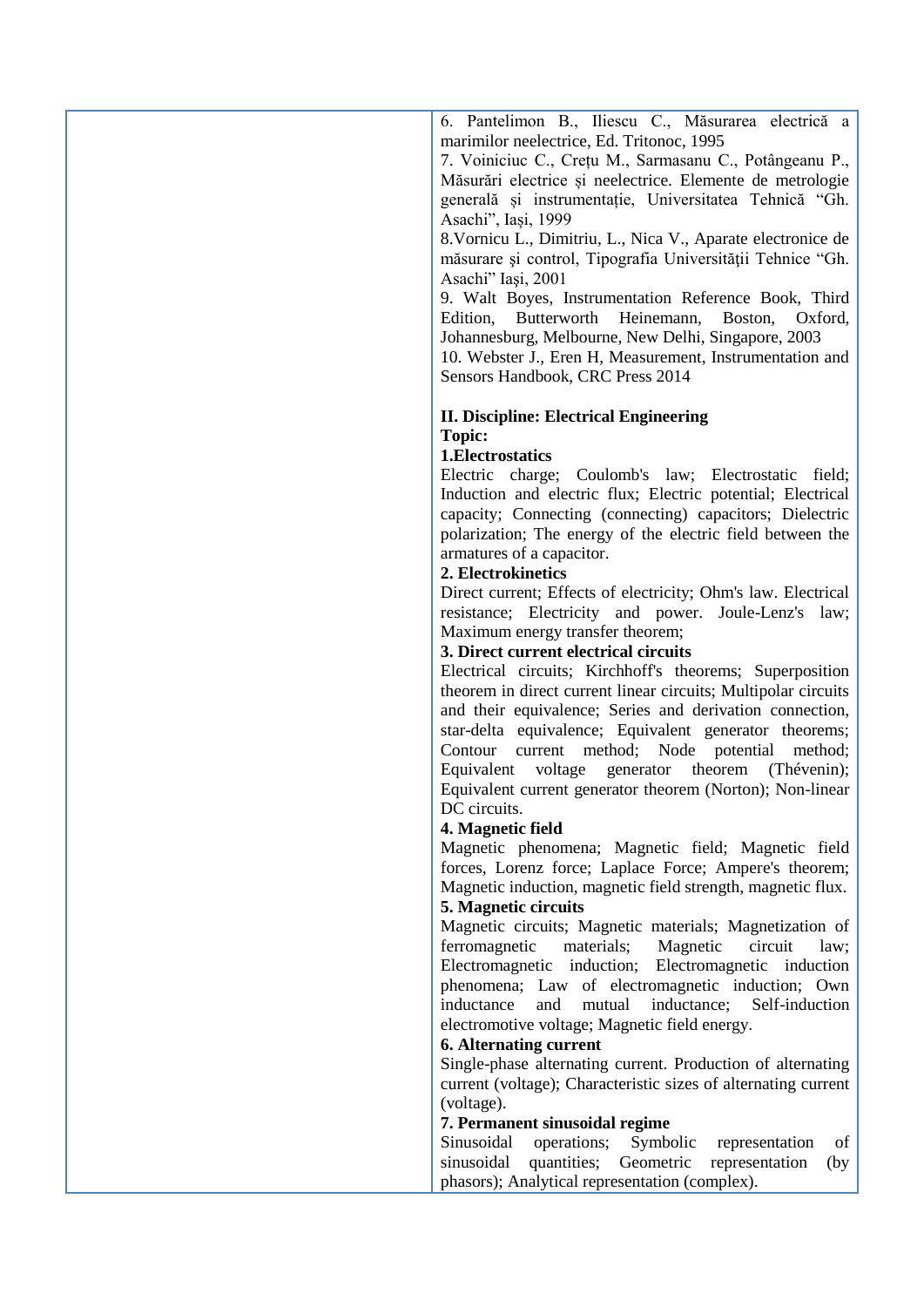| | |
|---|---|
| | 6. Pantelimon B., Iliescu C., Măsurarea electrică a marimilor neelectrice, Ed. Tritonoc, 1995<br>7. Voiniciuc C., Crețu M., Sarmasanu C., Potângeanu P., Măsurări electrice și neelectrice. Elemente de metrologie generală și instrumentație, Universitatea Tehnică "Gh. Asachi", Iași, 1999<br>8.Vornicu L., Dimitriu, L., Nica V., Aparate electronice de măsurare şi control, Tipografia Universității Tehnice "Gh. Asachi" Iași, 2001<br>9. Walt Boyes, Instrumentation Reference Book, Third Edition, Butterworth Heinemann, Boston, Oxford, Johannesburg, Melbourne, New Delhi, Singapore, 2003<br>10. Webster J., Eren H, Measurement, Instrumentation and Sensors Handbook, CRC Press 2014<br><br>**II. Discipline: Electrical Engineering**<br>**Topic:**<br>**1.Electrostatics**<br>Electric charge; Coulomb's law; Electrostatic field; Induction and electric flux; Electric potential; Electrical capacity; Connecting (connecting) capacitors; Dielectric polarization; The energy of the electric field between the armatures of a capacitor.<br>**2. Electrokinetics**<br>Direct current; Effects of electricity; Ohm's law. Electrical resistance; Electricity and power. Joule-Lenz's law; Maximum energy transfer theorem;<br>**3. Direct current electrical circuits**<br>Electrical circuits; Kirchhoff's theorems; Superposition theorem in direct current linear circuits; Multipolar circuits and their equivalence; Series and derivation connection, star-delta equivalence; Equivalent generator theorems; Contour current method; Node potential method; Equivalent voltage generator theorem (Thévenin); Equivalent current generator theorem (Norton); Non-linear DC circuits.<br>**4. Magnetic field**<br>Magnetic phenomena; Magnetic field; Magnetic field forces, Lorenz force; Laplace Force; Ampere's theorem; Magnetic induction, magnetic field strength, magnetic flux.<br>**5. Magnetic circuits**<br>Magnetic circuits; Magnetic materials; Magnetization of ferromagnetic materials; Magnetic circuit law; Electromagnetic induction; Electromagnetic induction phenomena; Law of electromagnetic induction; Own inductance and mutual inductance; Self-induction electromotive voltage; Magnetic field energy.<br>**6. Alternating current**<br>Single-phase alternating current. Production of alternating current (voltage); Characteristic sizes of alternating current (voltage).<br>**7. Permanent sinusoidal regime**<br>Sinusoidal operations; Symbolic representation of sinusoidal quantities; Geometric representation (by phasors); Analytical representation (complex). |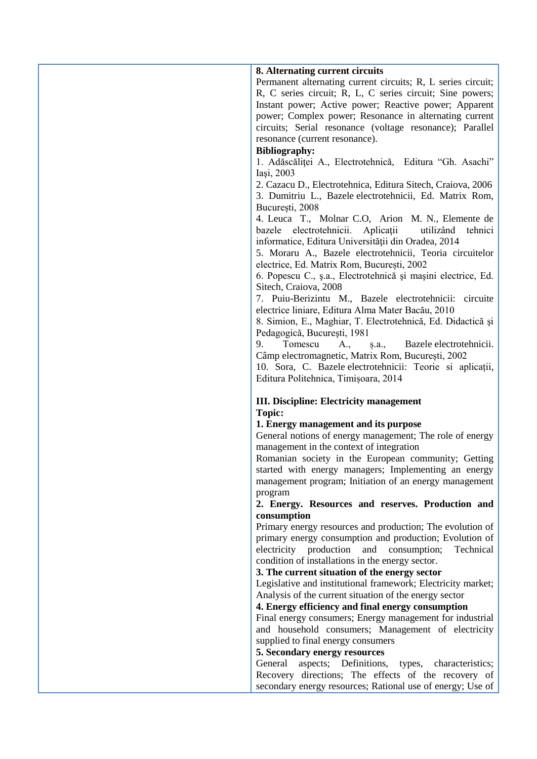| | **8. Alternating current circuits**<br>Permanent alternating current circuits; R, L series circuit; R, C series circuit; R, L, C series circuit; Sine powers; Instant power; Active power; Reactive power; Apparent power; Complex power; Resonance in alternating current circuits; Serial resonance (voltage resonance); Parallel resonance (current resonance).<br>**Bibliography:**<br>1. Adăscăliței A., Electrotehnică, Editura "Gh. Asachi" Iași, 2003<br>2. Cazacu D., Electrotehnica, Editura Sitech, Craiova, 2006<br>3. Dumitriu L., Bazele electrotehnicii, Ed. Matrix Rom, București, 2008<br>4. Leuca T., Molnar C.O, Arion M. N., Elemente de bazele electrotehnicii. Aplicații utilizând tehnici informatice, Editura Universității din Oradea, 2014<br>5. Moraru A., Bazele electrotehnicii, Teoria circuitelor electrice, Ed. Matrix Rom, București, 2002<br>6. Popescu C., ş.a., Electrotehnică şi maşini electrice, Ed. Sitech, Craiova, 2008<br>7. Puiu-Berizintu M., Bazele electrotehnicii: circuite electrice liniare, Editura Alma Mater Bacău, 2010<br>8. Simion, E., Maghiar, T. Electrotehnică, Ed. Didactică şi Pedagogică, Bucureşti, 1981<br>9. Tomescu A., ș.a., Bazele electrotehnicii. Câmp electromagnetic, Matrix Rom, București, 2002<br>10. Sora, C. Bazele electrotehnicii: Teorie si aplicații, Editura Politehnica, Timișoara, 2014<br><br>**III. Discipline: Electricity management**<br>**Topic:**<br>**1. Energy management and its purpose**<br>General notions of energy management; The role of energy management in the context of integration<br>Romanian society in the European community; Getting started with energy managers; Implementing an energy management program; Initiation of an energy management program<br>**2. Energy. Resources and reserves. Production and consumption**<br>Primary energy resources and production; The evolution of primary energy consumption and production; Evolution of electricity production and consumption; Technical condition of installations in the energy sector.<br>**3. The current situation of the energy sector**<br>Legislative and institutional framework; Electricity market; Analysis of the current situation of the energy sector<br>**4. Energy efficiency and final energy consumption**<br>Final energy consumers; Energy management for industrial and household consumers; Management of electricity supplied to final energy consumers<br>**5. Secondary energy resources**<br>General aspects; Definitions, types, characteristics; Recovery directions; The effects of the recovery of secondary energy resources; Rational use of energy; Use of |
|---|---|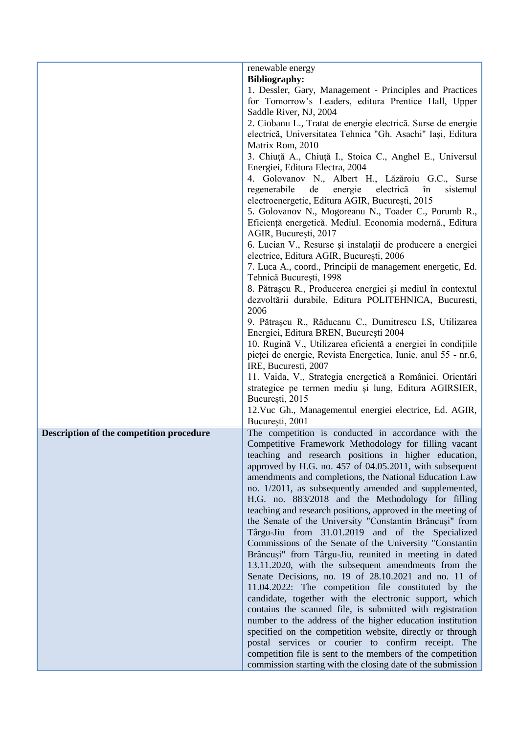| | |
|---|---|
| | renewable energy<br>**Bibliography:**<br>1. Dessler, Gary, Management - Principles and Practices for Tomorrow's Leaders, editura Prentice Hall, Upper Saddle River, NJ, 2004<br>2. Ciobanu L., Tratat de energie electrică. Surse de energie electrică, Universitatea Tehnica "Gh. Asachi" Iași, Editura Matrix Rom, 2010<br>3. Chiuță A., Chiuță I., Stoica C., Anghel E., Universul Energiei, Editura Electra, 2004<br>4. Golovanov N., Albert H., Lăzăroiu G.C., Surse regenerabile de energie electrică în sistemul electroenergetic, Editura AGIR, București, 2015<br>5. Golovanov N., Mogoreanu N., Toader C., Porumb R., Eficiență energetică. Mediul. Economia modernă., Editura AGIR, București, 2017<br>6. Lucian V., Resurse şi instalații de producere a energiei electrice, Editura AGIR, București, 2006<br>7. Luca A., coord., Principii de management energetic, Ed. Tehnică București, 1998<br>8. Pătraşcu R., Producerea energiei şi mediul în contextul dezvoltării durabile, Editura POLITEHNICA, Bucuresti, 2006<br>9. Pătraşcu R., Răducanu C., Dumitrescu I.S, Utilizarea Energiei, Editura BREN, București 2004<br>10. Rugină V., Utilizarea eficientă a energiei în condițiile pieței de energie, Revista Energetica, Iunie, anul 55 - nr.6, IRE, Bucuresti, 2007<br>11. Vaida, V., Strategia energetică a României. Orientări strategice pe termen mediu și lung, Editura AGIRSIER, București, 2015<br>12.Vuc Gh., Managementul energiei electrice, Ed. AGIR, București, 2001 |
| **Description of the competition procedure** | The competition is conducted in accordance with the Competitive Framework Methodology for filling vacant teaching and research positions in higher education, approved by H.G. no. 457 of 04.05.2011, with subsequent amendments and completions, the National Education Law no. 1/2011, as subsequently amended and supplemented, H.G. no. 883/2018 and the Methodology for filling teaching and research positions, approved in the meeting of the Senate of the University "Constantin Brâncuşi" from Târgu-Jiu from 31.01.2019 and of the Specialized Commissions of the Senate of the University "Constantin Brâncuşi" from Târgu-Jiu, reunited in meeting in dated 13.11.2020, with the subsequent amendments from the Senate Decisions, no. 19 of 28.10.2021 and no. 11 of 11.04.2022: The competition file constituted by the candidate, together with the electronic support, which contains the scanned file, is submitted with registration number to the address of the higher education institution specified on the competition website, directly or through postal services or courier to confirm receipt. The competition file is sent to the members of the competition commission starting with the closing date of the submission |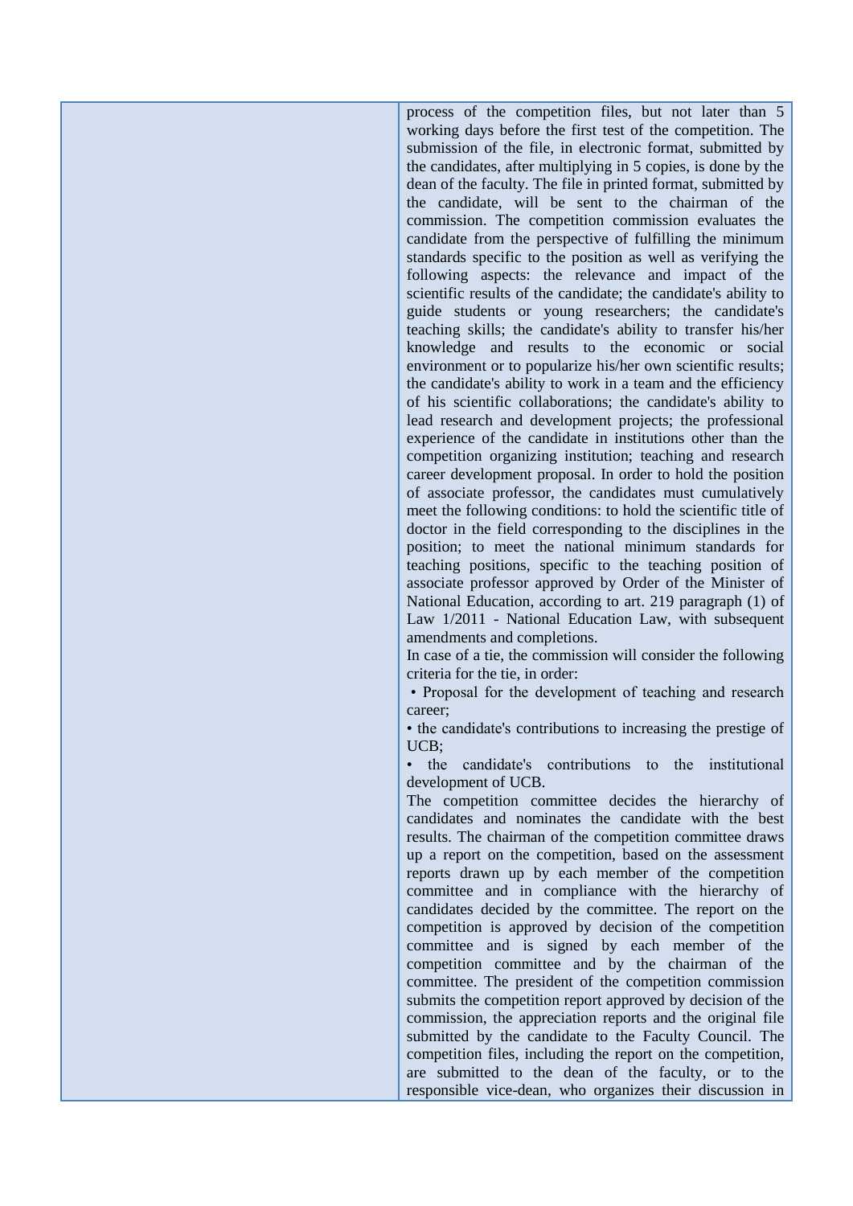| | |
|---|---|
| | process of the competition files, but not later than 5 working days before the first test of the competition. The submission of the file, in electronic format, submitted by the candidates, after multiplying in 5 copies, is done by the dean of the faculty. The file in printed format, submitted by the candidate, will be sent to the chairman of the commission. The competition commission evaluates the candidate from the perspective of fulfilling the minimum standards specific to the position as well as verifying the following aspects: the relevance and impact of the scientific results of the candidate; the candidate's ability to guide students or young researchers; the candidate's teaching skills; the candidate's ability to transfer his/her knowledge and results to the economic or social environment or to popularize his/her own scientific results; the candidate's ability to work in a team and the efficiency of his scientific collaborations; the candidate's ability to lead research and development projects; the professional experience of the candidate in institutions other than the competition organizing institution; teaching and research career development proposal. In order to hold the position of associate professor, the candidates must cumulatively meet the following conditions: to hold the scientific title of doctor in the field corresponding to the disciplines in the position; to meet the national minimum standards for teaching positions, specific to the teaching position of associate professor approved by Order of the Minister of National Education, according to art. 219 paragraph (1) of Law 1/2011 - National Education Law, with subsequent amendments and completions.<br>In case of a tie, the commission will consider the following criteria for the tie, in order:<br>• Proposal for the development of teaching and research career;<br>• the candidate's contributions to increasing the prestige of UCB;<br>• the candidate's contributions to the institutional development of UCB.<br>The competition committee decides the hierarchy of candidates and nominates the candidate with the best results. The chairman of the competition committee draws up a report on the competition, based on the assessment reports drawn up by each member of the competition committee and in compliance with the hierarchy of candidates decided by the committee. The report on the competition is approved by decision of the competition committee and is signed by each member of the competition committee and by the chairman of the committee. The president of the competition commission submits the competition report approved by decision of the commission, the appreciation reports and the original file submitted by the candidate to the Faculty Council. The competition files, including the report on the competition, are submitted to the dean of the faculty, or to the responsible vice-dean, who organizes their discussion in |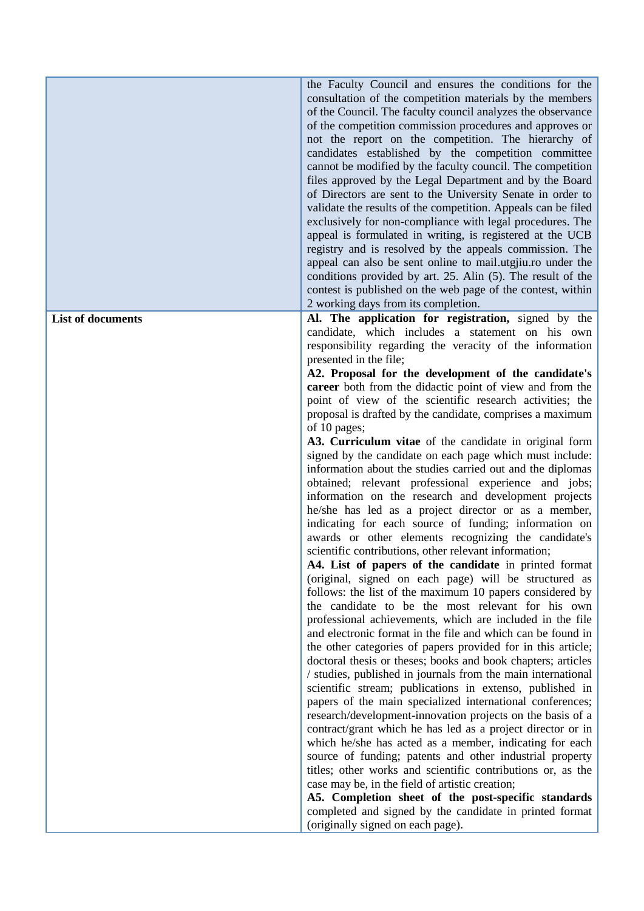| | |
|---|---|
| | the Faculty Council and ensures the conditions for the consultation of the competition materials by the members of the Council. The faculty council analyzes the observance of the competition commission procedures and approves or not the report on the competition. The hierarchy of candidates established by the competition committee cannot be modified by the faculty council. The competition files approved by the Legal Department and by the Board of Directors are sent to the University Senate in order to validate the results of the competition. Appeals can be filed exclusively for non-compliance with legal procedures. The appeal is formulated in writing, is registered at the UCB registry and is resolved by the appeals commission. The appeal can also be sent online to mail.utgjiu.ro under the conditions provided by art. 25. Alin (5). The result of the contest is published on the web page of the contest, within 2 working days from its completion. |
| **List of documents** | **Al. The application for registration,** signed by the candidate, which includes a statement on his own responsibility regarding the veracity of the information presented in the file;<br>**A2. Proposal for the development of the candidate's career** both from the didactic point of view and from the point of view of the scientific research activities; the proposal is drafted by the candidate, comprises a maximum of 10 pages;<br>**A3. Curriculum vitae** of the candidate in original form signed by the candidate on each page which must include: information about the studies carried out and the diplomas obtained; relevant professional experience and jobs; information on the research and development projects he/she has led as a project director or as a member, indicating for each source of funding; information on awards or other elements recognizing the candidate's scientific contributions, other relevant information;<br>**A4. List of papers of the candidate** in printed format (original, signed on each page) will be structured as follows: the list of the maximum 10 papers considered by the candidate to be the most relevant for his own professional achievements, which are included in the file and electronic format in the file and which can be found in the other categories of papers provided for in this article; doctoral thesis or theses; books and book chapters; articles / studies, published in journals from the main international scientific stream; publications in extenso, published in papers of the main specialized international conferences; research/development-innovation projects on the basis of a contract/grant which he has led as a project director or in which he/she has acted as a member, indicating for each source of funding; patents and other industrial property titles; other works and scientific contributions or, as the case may be, in the field of artistic creation;<br>**A5. Completion sheet of the post-specific standards** completed and signed by the candidate in printed format (originally signed on each page). |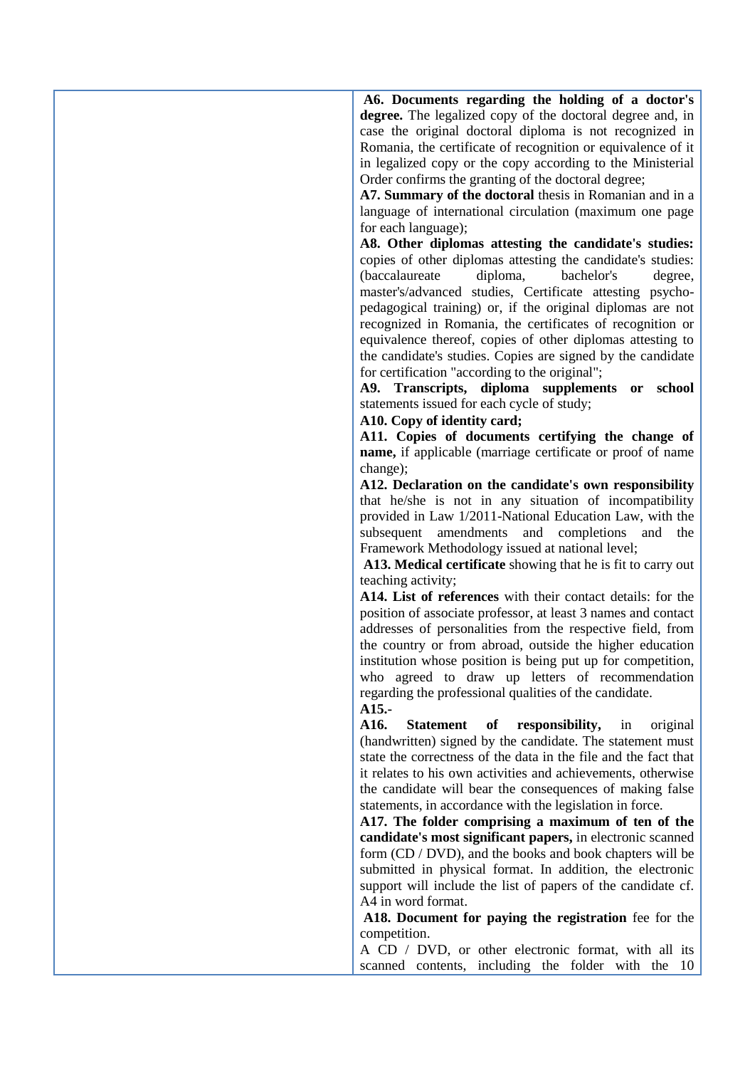| | |
|---|---|
| | **A6. Documents regarding the holding of a doctor's degree.** The legalized copy of the doctoral degree and, in case the original doctoral diploma is not recognized in Romania, the certificate of recognition or equivalence of it in legalized copy or the copy according to the Ministerial Order confirms the granting of the doctoral degree;<br>**A7. Summary of the doctoral** thesis in Romanian and in a language of international circulation (maximum one page for each language);<br>**A8. Other diplomas attesting the candidate's studies:** copies of other diplomas attesting the candidate's studies: (baccalaureate diploma, bachelor's degree, master's/advanced studies, Certificate attesting psycho-pedagogical training) or, if the original diplomas are not recognized in Romania, the certificates of recognition or equivalence thereof, copies of other diplomas attesting to the candidate's studies. Copies are signed by the candidate for certification "according to the original";<br>**A9. Transcripts, diploma supplements or school** statements issued for each cycle of study;<br>**A10. Copy of identity card;**<br>**A11. Copies of documents certifying the change of name,** if applicable (marriage certificate or proof of name change);<br>**A12. Declaration on the candidate's own responsibility** that he/she is not in any situation of incompatibility provided in Law 1/2011-National Education Law, with the subsequent amendments and completions and the Framework Methodology issued at national level;<br>**A13. Medical certificate** showing that he is fit to carry out teaching activity;<br>**A14. List of references** with their contact details: for the position of associate professor, at least 3 names and contact addresses of personalities from the respective field, from the country or from abroad, outside the higher education institution whose position is being put up for competition, who agreed to draw up letters of recommendation regarding the professional qualities of the candidate.<br>**A15.-**<br>**A16. Statement of responsibility,** in original (handwritten) signed by the candidate. The statement must state the correctness of the data in the file and the fact that it relates to his own activities and achievements, otherwise the candidate will bear the consequences of making false statements, in accordance with the legislation in force.<br>**A17. The folder comprising a maximum of ten of the candidate's most significant papers,** in electronic scanned form (CD / DVD), and the books and book chapters will be submitted in physical format. In addition, the electronic support will include the list of papers of the candidate cf. A4 in word format.<br>**A18. Document for paying the registration** fee for the competition.<br>A CD / DVD, or other electronic format, with all its scanned contents, including the folder with the 10 |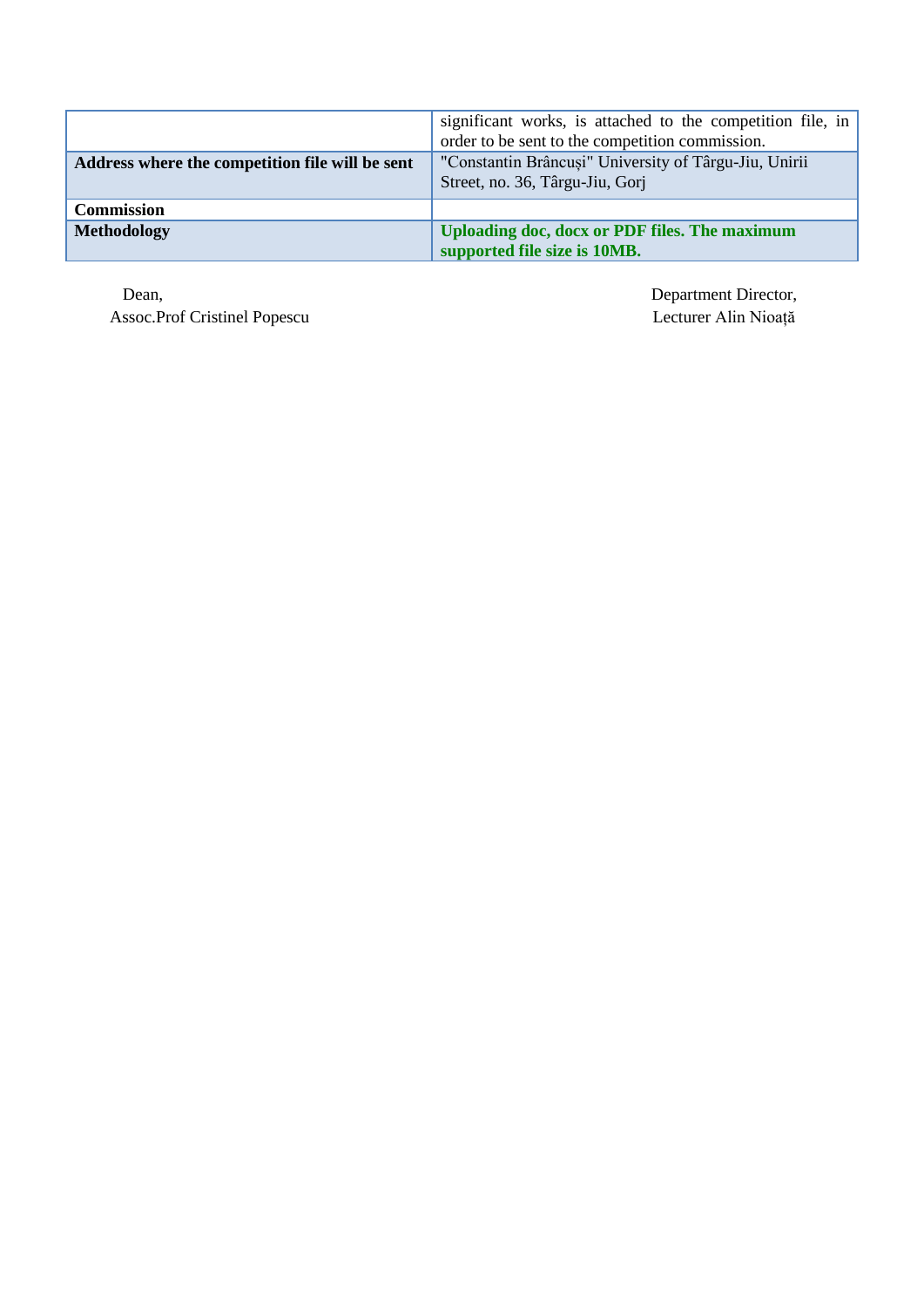| | |
|---|---|
| | significant works, is attached to the competition file, in order to be sent to the competition commission. |
| **Address where the competition file will be sent** | "Constantin Brâncuși" University of Târgu-Jiu, Unirii Street, no. 36, Târgu-Jiu, Gorj |
| **Commission** | |
| **Methodology** | **Uploading doc, docx or PDF files. The maximum supported file size is 10MB.** |

Dean,
Assoc.Prof Cristinel Popescu

Department Director,
Lecturer Alin Nioață